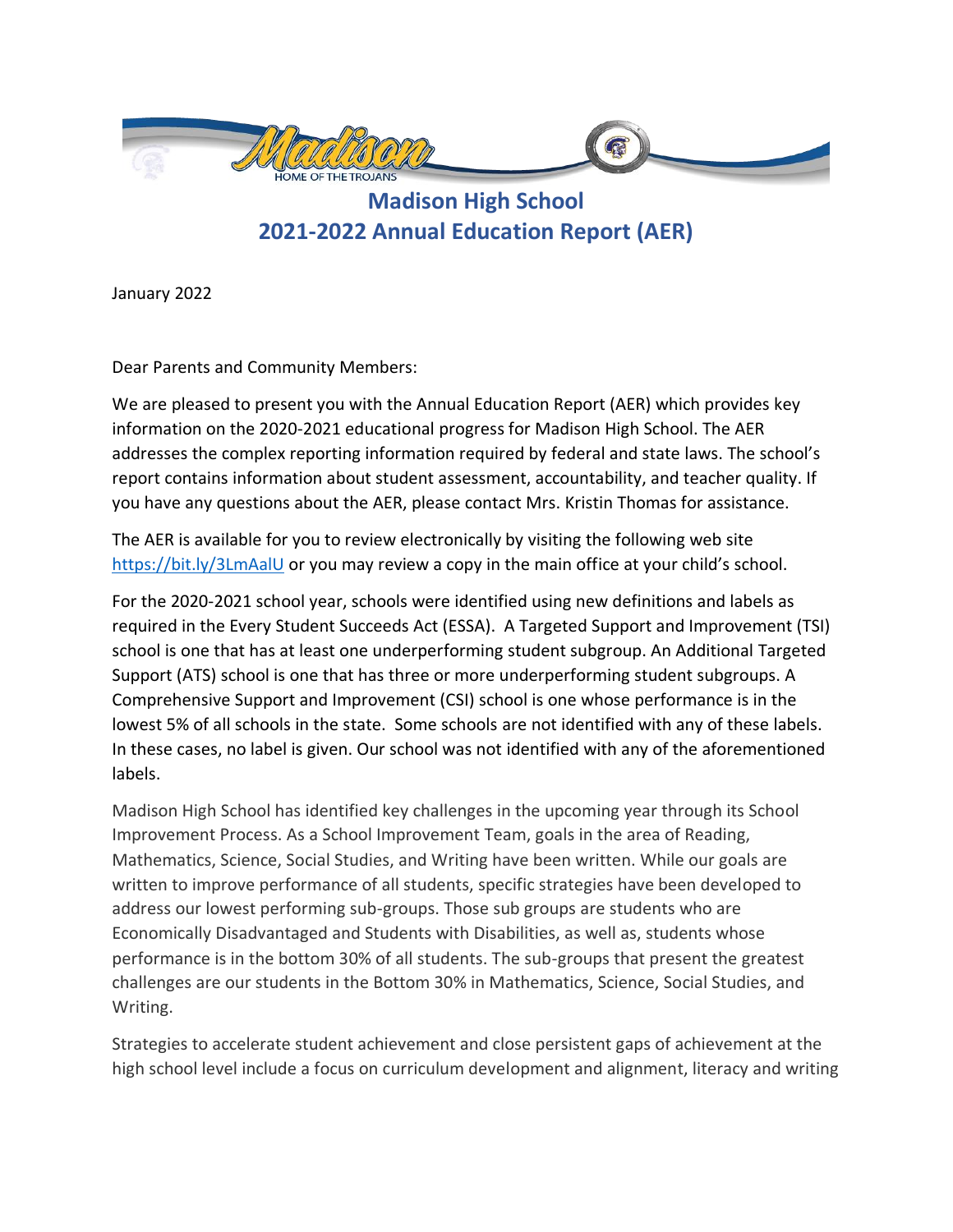# Madison High School
## 2021-2022 Annual Education Report (AER)

January 2022

Dear Parents and Community Members:

We are pleased to present you with the Annual Education Report (AER) which provides key information on the 2020-2021 educational progress for Madison High School. The AER addresses the complex reporting information required by federal and state laws. The school's report contains information about student assessment, accountability, and teacher quality. If you have any questions about the AER, please contact Mrs. Kristin Thomas for assistance.

The AER is available for you to review electronically by visiting the following web site https://bit.ly/3LmAalU or you may review a copy in the main office at your child's school.

For the 2020-2021 school year, schools were identified using new definitions and labels as required in the Every Student Succeeds Act (ESSA). A Targeted Support and Improvement (TSI) school is one that has at least one underperforming student subgroup. An Additional Targeted Support (ATS) school is one that has three or more underperforming student subgroups. A Comprehensive Support and Improvement (CSI) school is one whose performance is in the lowest 5% of all schools in the state. Some schools are not identified with any of these labels. In these cases, no label is given. Our school was not identified with any of the aforementioned labels.

Madison High School has identified key challenges in the upcoming year through its School Improvement Process. As a School Improvement Team, goals in the area of Reading, Mathematics, Science, Social Studies, and Writing have been written. While our goals are written to improve performance of all students, specific strategies have been developed to address our lowest performing sub-groups. Those sub groups are students who are Economically Disadvantaged and Students with Disabilities, as well as, students whose performance is in the bottom 30% of all students. The sub-groups that present the greatest challenges are our students in the Bottom 30% in Mathematics, Science, Social Studies, and Writing.

Strategies to accelerate student achievement and close persistent gaps of achievement at the high school level include a focus on curriculum development and alignment, literacy and writing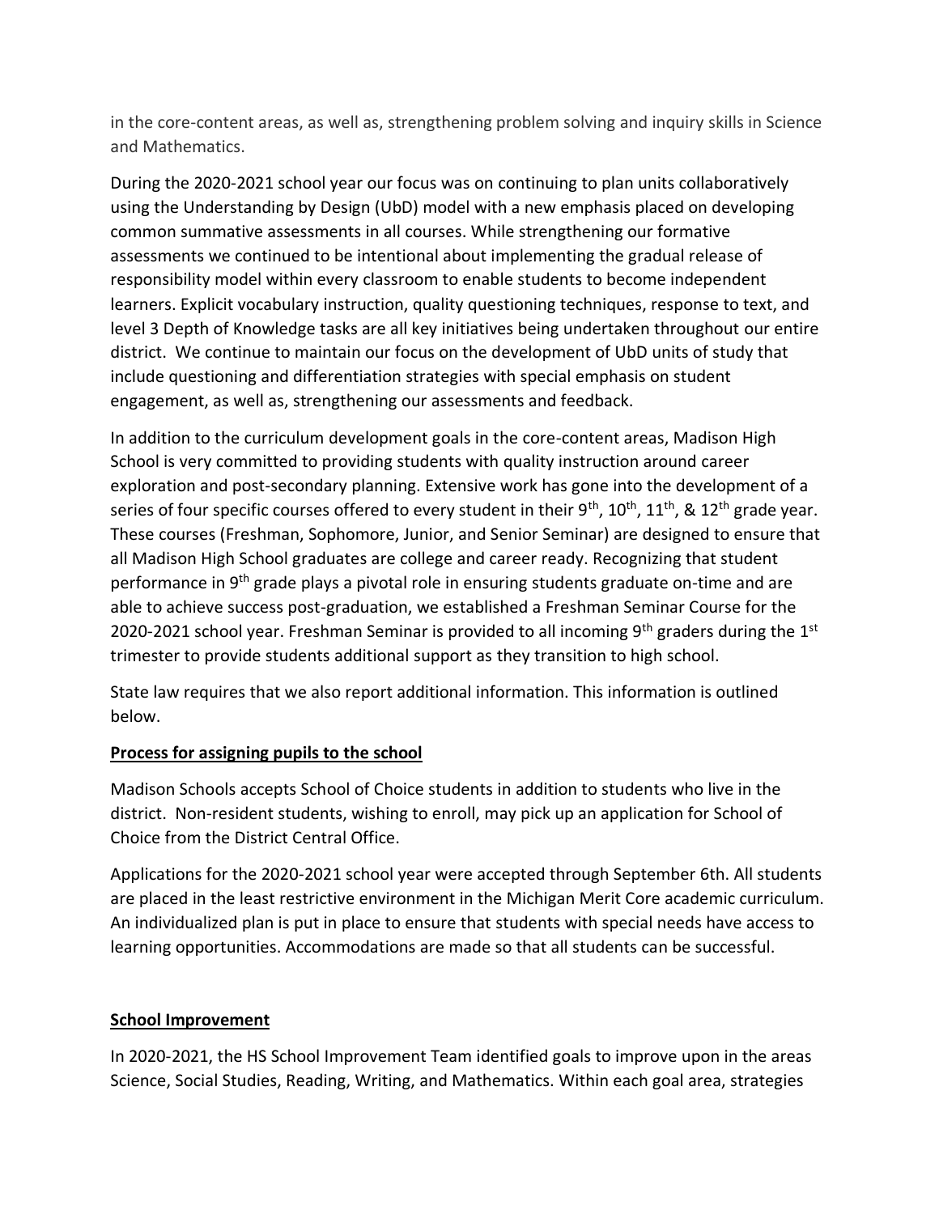in the core-content areas, as well as, strengthening problem solving and inquiry skills in Science and Mathematics.

During the 2020-2021 school year our focus was on continuing to plan units collaboratively using the Understanding by Design (UbD) model with a new emphasis placed on developing common summative assessments in all courses. While strengthening our formative assessments we continued to be intentional about implementing the gradual release of responsibility model within every classroom to enable students to become independent learners. Explicit vocabulary instruction, quality questioning techniques, response to text, and level 3 Depth of Knowledge tasks are all key initiatives being undertaken throughout our entire district. We continue to maintain our focus on the development of UbD units of study that include questioning and differentiation strategies with special emphasis on student engagement, as well as, strengthening our assessments and feedback.

In addition to the curriculum development goals in the core-content areas, Madison High School is very committed to providing students with quality instruction around career exploration and post-secondary planning. Extensive work has gone into the development of a series of four specific courses offered to every student in their 9th, 10th, 11th, & 12th grade year. These courses (Freshman, Sophomore, Junior, and Senior Seminar) are designed to ensure that all Madison High School graduates are college and career ready. Recognizing that student performance in 9th grade plays a pivotal role in ensuring students graduate on-time and are able to achieve success post-graduation, we established a Freshman Seminar Course for the 2020-2021 school year. Freshman Seminar is provided to all incoming 9th graders during the 1st trimester to provide students additional support as they transition to high school.

State law requires that we also report additional information. This information is outlined below.

**Process for assigning pupils to the school**

Madison Schools accepts School of Choice students in addition to students who live in the district. Non-resident students, wishing to enroll, may pick up an application for School of Choice from the District Central Office.

Applications for the 2020-2021 school year were accepted through September 6th. All students are placed in the least restrictive environment in the Michigan Merit Core academic curriculum. An individualized plan is put in place to ensure that students with special needs have access to learning opportunities. Accommodations are made so that all students can be successful.

**School Improvement**

In 2020-2021, the HS School Improvement Team identified goals to improve upon in the areas Science, Social Studies, Reading, Writing, and Mathematics. Within each goal area, strategies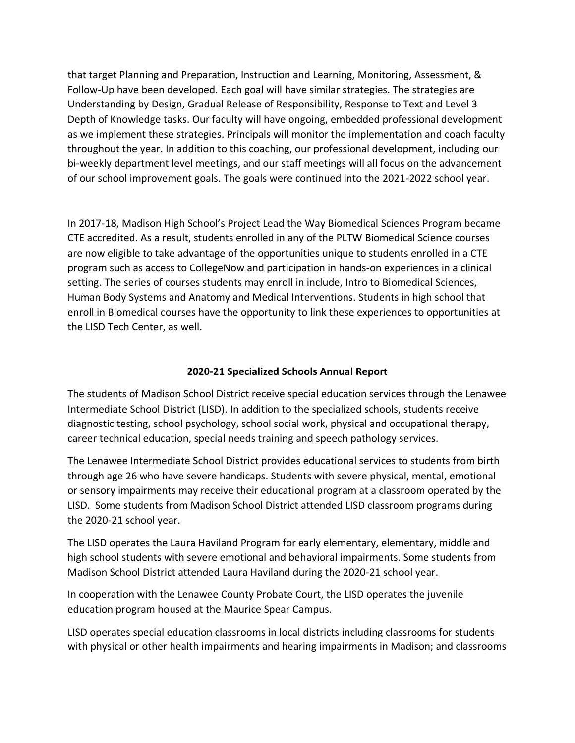that target Planning and Preparation, Instruction and Learning, Monitoring, Assessment, & Follow-Up have been developed. Each goal will have similar strategies. The strategies are Understanding by Design, Gradual Release of Responsibility, Response to Text and Level 3 Depth of Knowledge tasks. Our faculty will have ongoing, embedded professional development as we implement these strategies. Principals will monitor the implementation and coach faculty throughout the year. In addition to this coaching, our professional development, including our bi-weekly department level meetings, and our staff meetings will all focus on the advancement of our school improvement goals. The goals were continued into the 2021-2022 school year.

In 2017-18, Madison High School's Project Lead the Way Biomedical Sciences Program became CTE accredited. As a result, students enrolled in any of the PLTW Biomedical Science courses are now eligible to take advantage of the opportunities unique to students enrolled in a CTE program such as access to CollegeNow and participation in hands-on experiences in a clinical setting. The series of courses students may enroll in include, Intro to Biomedical Sciences, Human Body Systems and Anatomy and Medical Interventions. Students in high school that enroll in Biomedical courses have the opportunity to link these experiences to opportunities at the LISD Tech Center, as well.

## 2020-21 Specialized Schools Annual Report

The students of Madison School District receive special education services through the Lenawee Intermediate School District (LISD). In addition to the specialized schools, students receive diagnostic testing, school psychology, school social work, physical and occupational therapy, career technical education, special needs training and speech pathology services.

The Lenawee Intermediate School District provides educational services to students from birth through age 26 who have severe handicaps. Students with severe physical, mental, emotional or sensory impairments may receive their educational program at a classroom operated by the LISD. Some students from Madison School District attended LISD classroom programs during the 2020-21 school year.

The LISD operates the Laura Haviland Program for early elementary, elementary, middle and high school students with severe emotional and behavioral impairments. Some students from Madison School District attended Laura Haviland during the 2020-21 school year.

In cooperation with the Lenawee County Probate Court, the LISD operates the juvenile education program housed at the Maurice Spear Campus.

LISD operates special education classrooms in local districts including classrooms for students with physical or other health impairments and hearing impairments in Madison; and classrooms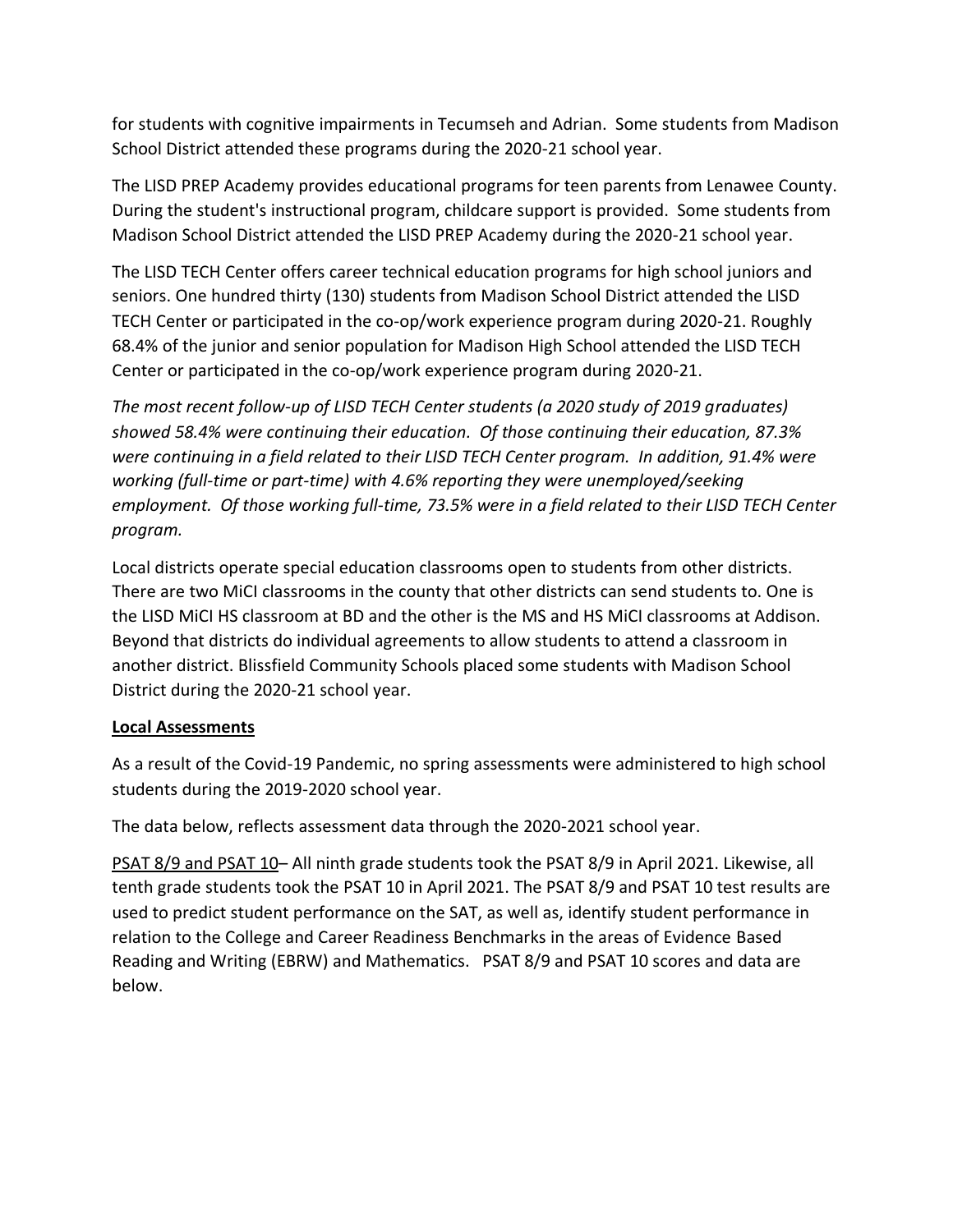for students with cognitive impairments in Tecumseh and Adrian. Some students from Madison School District attended these programs during the 2020-21 school year.

The LISD PREP Academy provides educational programs for teen parents from Lenawee County. During the student's instructional program, childcare support is provided. Some students from Madison School District attended the LISD PREP Academy during the 2020-21 school year.

The LISD TECH Center offers career technical education programs for high school juniors and seniors. One hundred thirty (130) students from Madison School District attended the LISD TECH Center or participated in the co-op/work experience program during 2020-21. Roughly 68.4% of the junior and senior population for Madison High School attended the LISD TECH Center or participated in the co-op/work experience program during 2020-21.

*The most recent follow-up of LISD TECH Center students (a 2020 study of 2019 graduates) showed 58.4% were continuing their education. Of those continuing their education, 87.3% were continuing in a field related to their LISD TECH Center program. In addition, 91.4% were working (full-time or part-time) with 4.6% reporting they were unemployed/seeking employment. Of those working full-time, 73.5% were in a field related to their LISD TECH Center program.*

Local districts operate special education classrooms open to students from other districts. There are two MiCI classrooms in the county that other districts can send students to. One is the LISD MiCI HS classroom at BD and the other is the MS and HS MiCI classrooms at Addison. Beyond that districts do individual agreements to allow students to attend a classroom in another district. Blissfield Community Schools placed some students with Madison School District during the 2020-21 school year.

**Local Assessments**

As a result of the Covid-19 Pandemic, no spring assessments were administered to high school students during the 2019-2020 school year.

The data below, reflects assessment data through the 2020-2021 school year.

PSAT 8/9 and PSAT 10– All ninth grade students took the PSAT 8/9 in April 2021. Likewise, all tenth grade students took the PSAT 10 in April 2021. The PSAT 8/9 and PSAT 10 test results are used to predict student performance on the SAT, as well as, identify student performance in relation to the College and Career Readiness Benchmarks in the areas of Evidence Based Reading and Writing (EBRW) and Mathematics. PSAT 8/9 and PSAT 10 scores and data are below.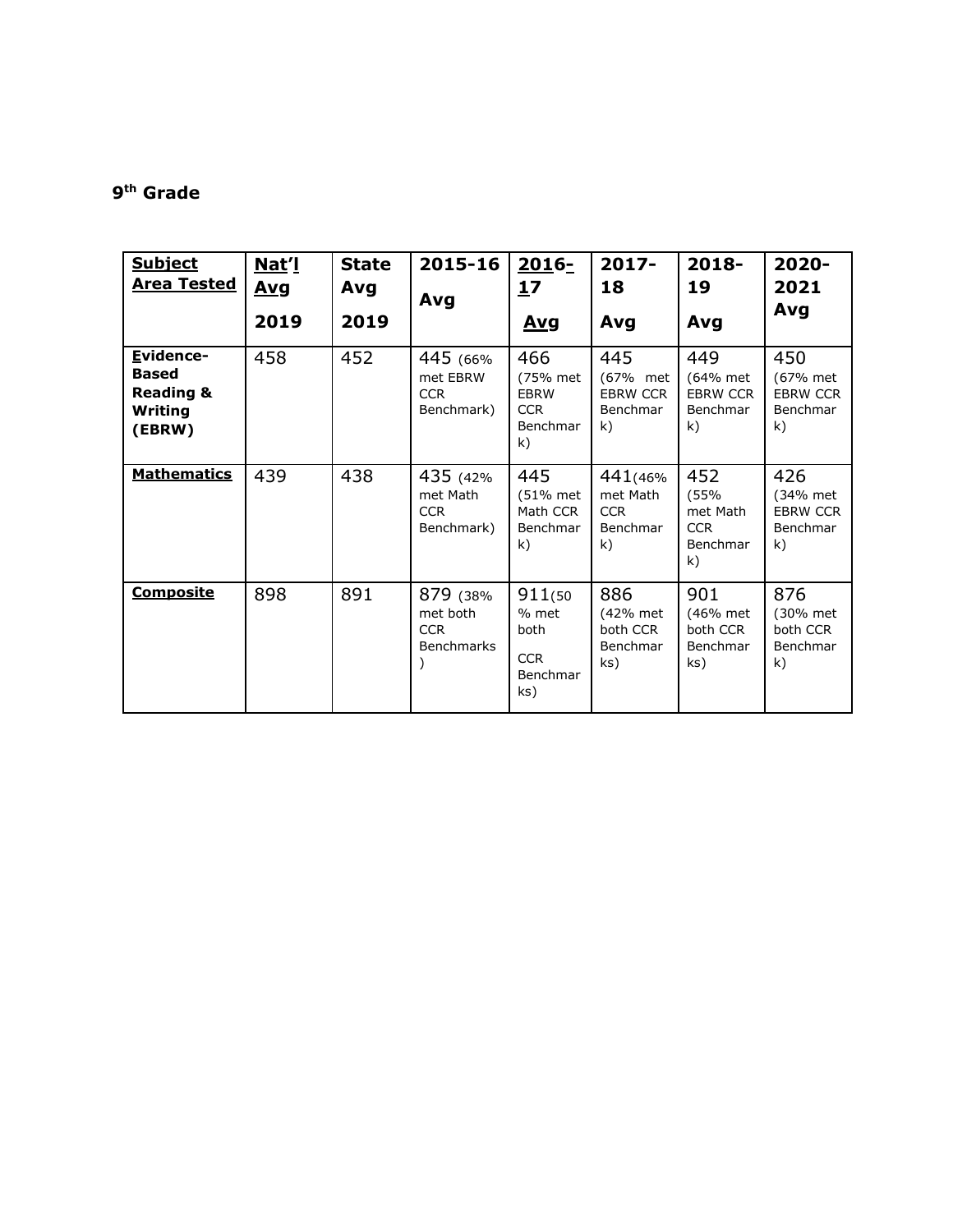**9th Grade**

| Subject Area Tested | Nat'l Avg 2019 | State Avg 2019 | 2015-16 Avg | 2016-17 Avg | 2017-18 Avg | 2018-19 Avg | 2020-2021 Avg |
|---|---|---|---|---|---|---|---|
| **Evidence-Based Reading & Writing (EBRW)** | 458 | 452 | 445 (66% met EBRW CCR Benchmark) | 466 (75% met EBRW CCR Benchmark) | 445 (67% met EBRW CCR Benchmark) | 449 (64% met EBRW CCR Benchmark) | 450 (67% met EBRW CCR Benchmark) |
| **Mathematics** | 439 | 438 | 435 (42% met Math CCR Benchmark) | 445 (51% met Math CCR Benchmark) | 441(46% met Math CCR Benchmark) | 452 (55% met Math CCR Benchmark) | 426 (34% met EBRW CCR Benchmark) |
| **Composite** | 898 | 891 | 879 (38% met both CCR Benchmarks) | 911(50% met both CCR Benchmarks) | 886 (42% met both CCR Benchmarks) | 901 (46% met both CCR Benchmarks) | 876 (30% met both CCR Benchmark) |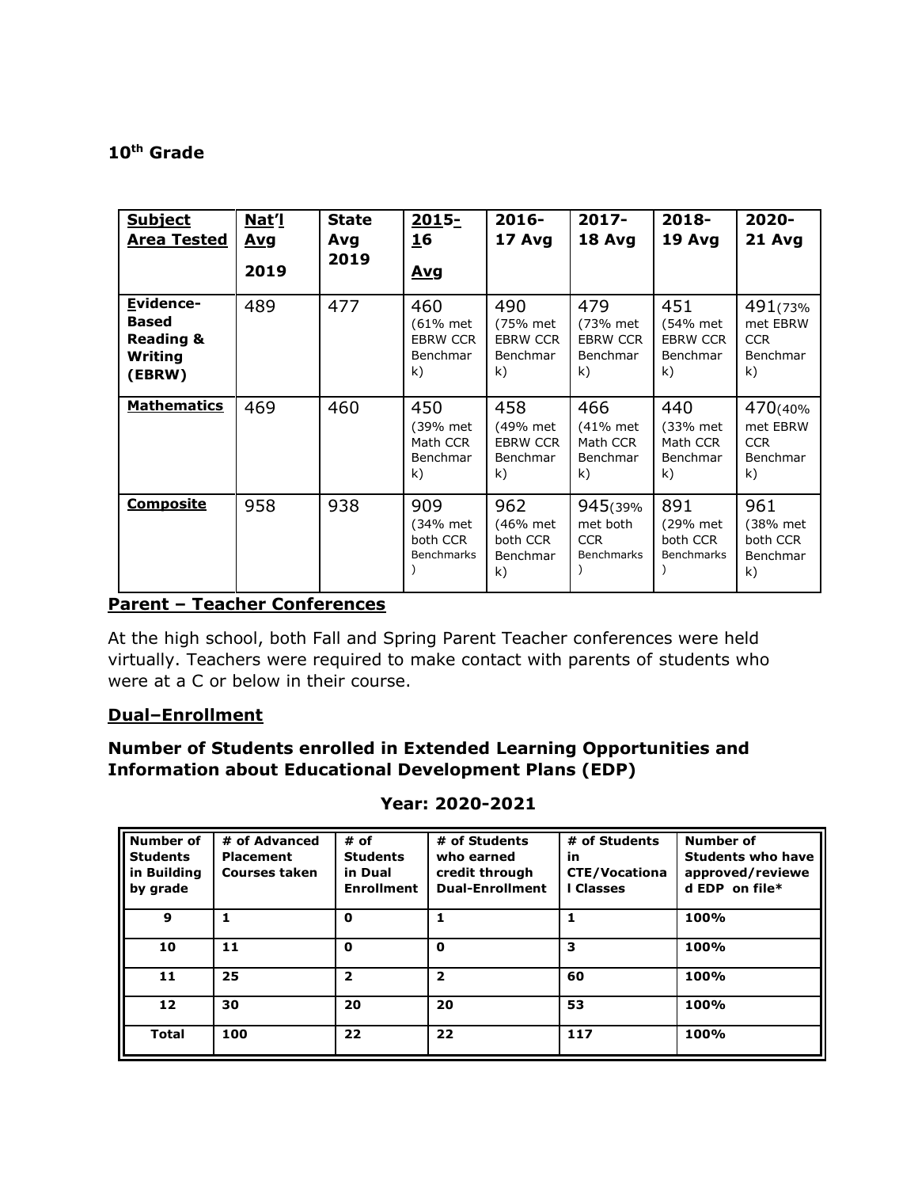**10th Grade**

| Subject Area Tested | Nat'l Avg 2019 | State Avg 2019 | 2015-16 Avg | 2016-17 Avg | 2017-18 Avg | 2018-19 Avg | 2020-21 Avg |
|---|---|---|---|---|---|---|---|
| **Evidence-Based Reading & Writing (EBRW)** | 489 | 477 | 460 (61% met EBRW CCR Benchmark) | 490 (75% met EBRW CCR Benchmark) | 479 (73% met EBRW CCR Benchmark) | 451 (54% met EBRW CCR Benchmark) | 491(73% met EBRW CCR Benchmark) |
| **Mathematics** | 469 | 460 | 450 (39% met Math CCR Benchmark) | 458 (49% met EBRW CCR Benchmark) | 466 (41% met Math CCR Benchmark) | 440 (33% met Math CCR Benchmark) | 470(40% met EBRW CCR Benchmark) |
| **Composite** | 958 | 938 | 909 (34% met both CCR Benchmarks) | 962 (46% met both CCR Benchmark) | 945(39% met both CCR Benchmarks) | 891 (29% met both CCR Benchmarks) | 961 (38% met both CCR Benchmark) |

## Parent – Teacher Conferences

At the high school, both Fall and Spring Parent Teacher conferences were held virtually. Teachers were required to make contact with parents of students who were at a C or below in their course.

## Dual–Enrollment

### Number of Students enrolled in Extended Learning Opportunities and Information about Educational Development Plans (EDP)

**Year: 2020-2021**

| Number of Students in Building by grade | # of Advanced Placement Courses taken | # of Students in Dual Enrollment | # of Students who earned credit through Dual-Enrollment | # of Students in CTE/Vocational Classes | Number of Students who have approved/reviewed EDP on file* |
|---|---|---|---|---|---|
| **9** | **1** | **0** | **1** | **1** | **100%** |
| **10** | **11** | **0** | **0** | **3** | **100%** |
| **11** | **25** | **2** | **2** | **60** | **100%** |
| **12** | **30** | **20** | **20** | **53** | **100%** |
| **Total** | **100** | **22** | **22** | **117** | **100%** |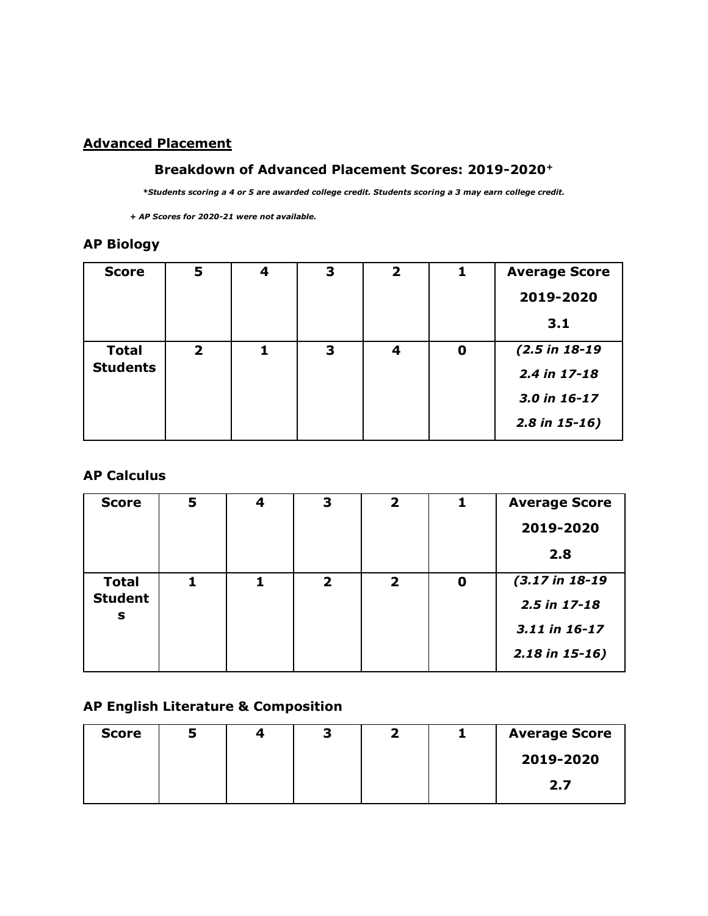## Advanced Placement

### Breakdown of Advanced Placement Scores: 2019-2020+

***Students scoring a 4 or 5 are awarded college credit. Students scoring a 3 may earn college credit.***

***+ AP Scores for 2020-21 were not available.***

### AP Biology

| Score | 5 | 4 | 3 | 2 | 1 | Average Score 2019-2020 3.1 |
|---|---|---|---|---|---|---|
| Total Students | 2 | 1 | 3 | 4 | 0 | *(2.5 in 18-19 2.4 in 17-18 3.0 in 16-17 2.8 in 15-16)* |

### AP Calculus

| Score | 5 | 4 | 3 | 2 | 1 | Average Score 2019-2020 2.8 |
|---|---|---|---|---|---|---|
| Total Students | 1 | 1 | 2 | 2 | 0 | *(3.17 in 18-19 2.5 in 17-18 3.11 in 16-17 2.18 in 15-16)* |

### AP English Literature & Composition

| Score | 5 | 4 | 3 | 2 | 1 | Average Score 2019-2020 2.7 |
|---|---|---|---|---|---|---|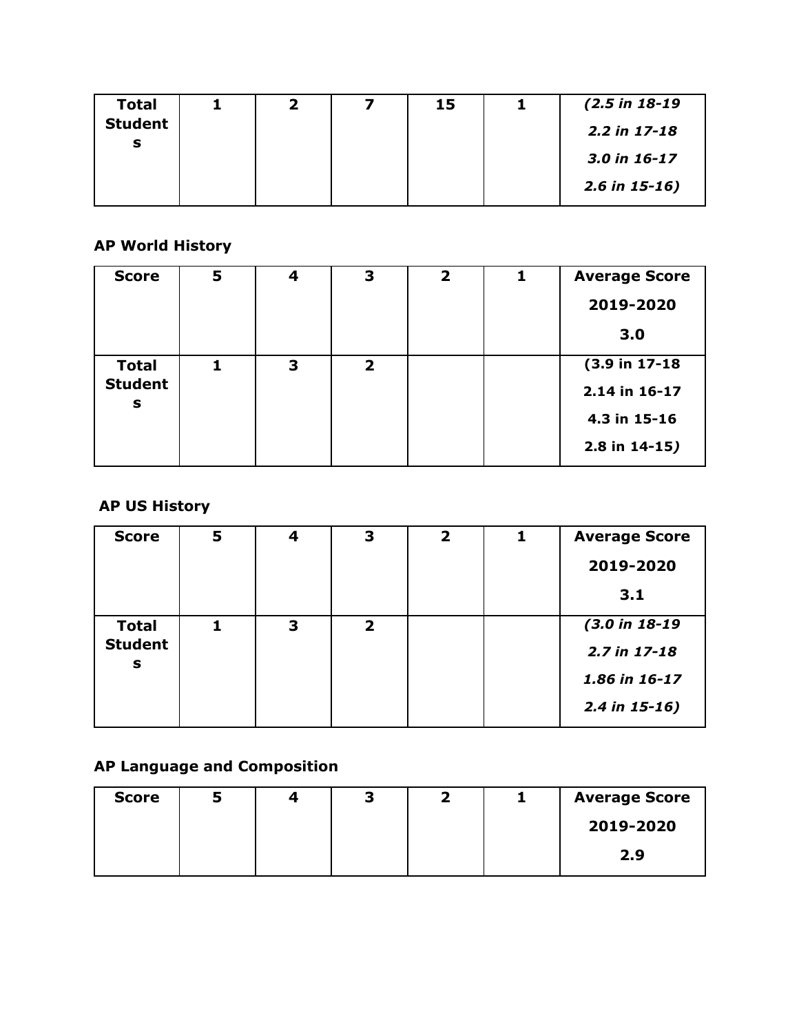| Total Students | 1 | 2 | 7 | 15 | 1 | *(2.5 in 18-19<br>2.2 in 17-18<br>3.0 in 16-17<br>2.6 in 15-16)* |
|---|---|---|---|---|---|---|

### AP World History

| Score | 5 | 4 | 3 | 2 | 1 | Average Score 2019-2020 3.0 |
|---|---|---|---|---|---|---|
| Total Students | 1 | 3 | 2 | | | (3.9 in 17-18<br>2.14 in 16-17<br>4.3 in 15-16<br>2.8 in 14-15) |

### AP US History

| Score | 5 | 4 | 3 | 2 | 1 | Average Score 2019-2020 3.1 |
|---|---|---|---|---|---|---|
| Total Students | 1 | 3 | 2 | | | *(3.0 in 18-19<br>2.7 in 17-18<br>1.86 in 16-17<br>2.4 in 15-16)* |

### AP Language and Composition

| Score | 5 | 4 | 3 | 2 | 1 | Average Score 2019-2020 2.9 |
|---|---|---|---|---|---|---|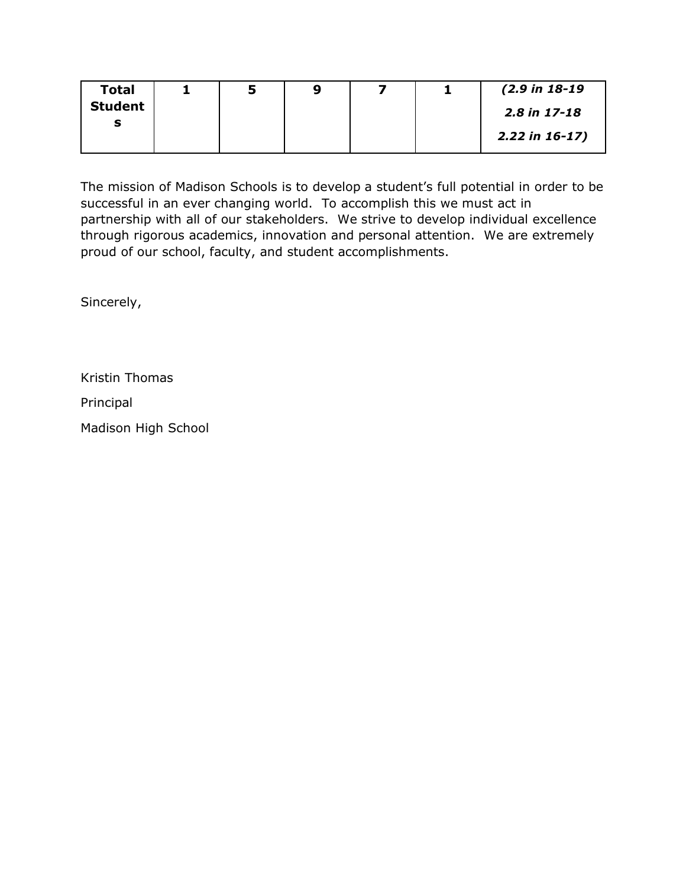| | | | | | | |
|---|---|---|---|---|---|---|
| **Total Students** | **1** | **5** | **9** | **7** | **1** | ***(2.9 in 18-19 2.8 in 17-18 2.22 in 16-17)*** |

The mission of Madison Schools is to develop a student's full potential in order to be successful in an ever changing world. To accomplish this we must act in partnership with all of our stakeholders. We strive to develop individual excellence through rigorous academics, innovation and personal attention. We are extremely proud of our school, faculty, and student accomplishments.

Sincerely,

Kristin Thomas

Principal

Madison High School